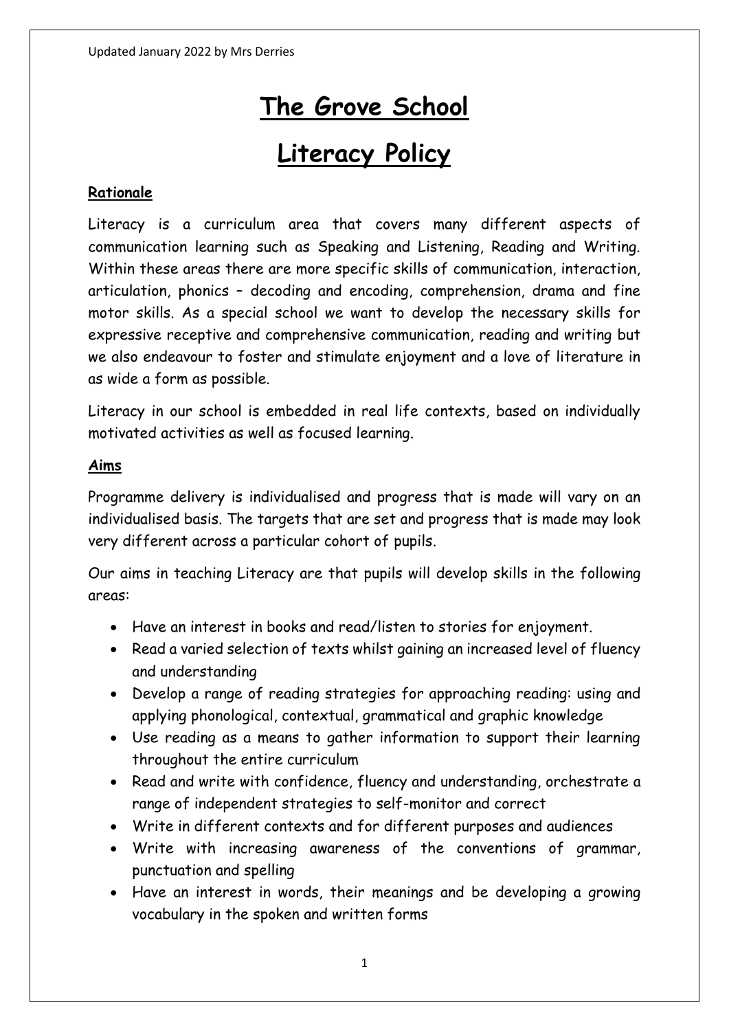# The Grove School

# Literacy Policy

**Rationale**

Literacy is a curriculum area that covers many different aspects of communication learning such as Speaking and Listening, Reading and Writing. Within these areas there are more specific skills of communication, interaction, articulation, phonics – decoding and encoding, comprehension, drama and fine motor skills. As a special school we want to develop the necessary skills for expressive receptive and comprehensive communication, reading and writing but we also endeavour to foster and stimulate enjoyment and a love of literature in as wide a form as possible.

Literacy in our school is embedded in real life contexts, based on individually motivated activities as well as focused learning.

**Aims**

Programme delivery is individualised and progress that is made will vary on an individualised basis. The targets that are set and progress that is made may look very different across a particular cohort of pupils.

Our aims in teaching Literacy are that pupils will develop skills in the following areas:

- Have an interest in books and read/listen to stories for enjoyment.
- Read a varied selection of texts whilst gaining an increased level of fluency and understanding
- Develop a range of reading strategies for approaching reading: using and applying phonological, contextual, grammatical and graphic knowledge
- Use reading as a means to gather information to support their learning throughout the entire curriculum
- Read and write with confidence, fluency and understanding, orchestrate a range of independent strategies to self-monitor and correct
- Write in different contexts and for different purposes and audiences
- Write with increasing awareness of the conventions of grammar, punctuation and spelling
- Have an interest in words, their meanings and be developing a growing vocabulary in the spoken and written forms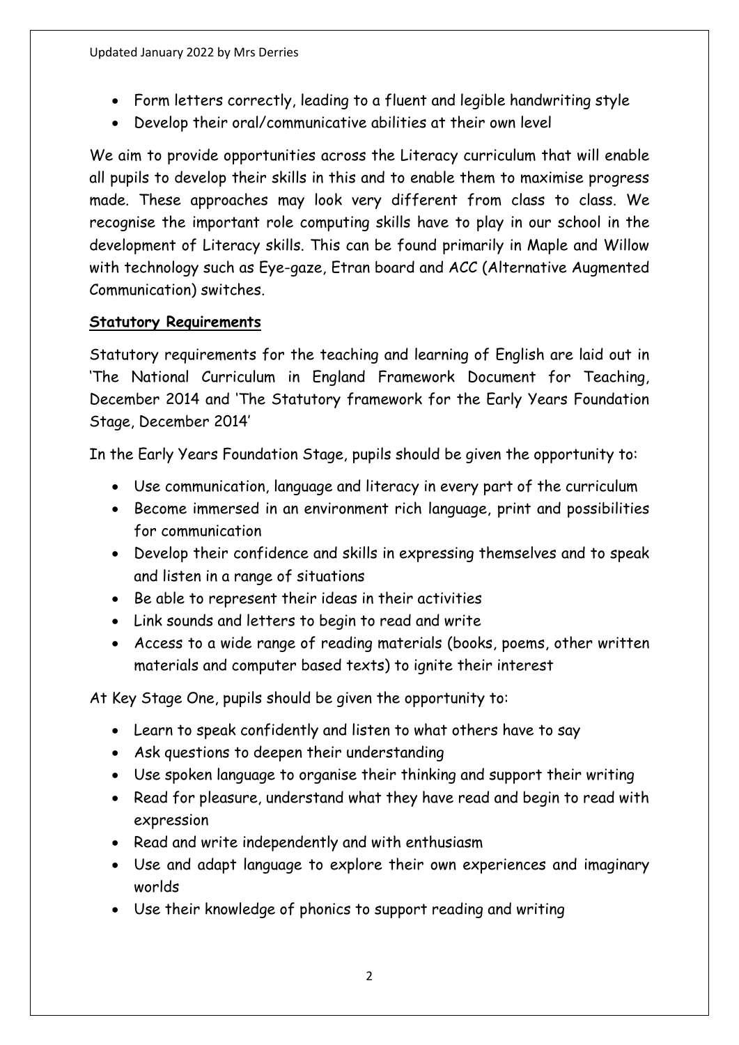- Form letters correctly, leading to a fluent and legible handwriting style
- Develop their oral/communicative abilities at their own level

We aim to provide opportunities across the Literacy curriculum that will enable all pupils to develop their skills in this and to enable them to maximise progress made. These approaches may look very different from class to class. We recognise the important role computing skills have to play in our school in the development of Literacy skills. This can be found primarily in Maple and Willow with technology such as Eye-gaze, Etran board and ACC (Alternative Augmented Communication) switches.

**Statutory Requirements**

Statutory requirements for the teaching and learning of English are laid out in 'The National Curriculum in England Framework Document for Teaching, December 2014 and 'The Statutory framework for the Early Years Foundation Stage, December 2014'

In the Early Years Foundation Stage, pupils should be given the opportunity to:

- Use communication, language and literacy in every part of the curriculum
- Become immersed in an environment rich language, print and possibilities for communication
- Develop their confidence and skills in expressing themselves and to speak and listen in a range of situations
- Be able to represent their ideas in their activities
- Link sounds and letters to begin to read and write
- Access to a wide range of reading materials (books, poems, other written materials and computer based texts) to ignite their interest

At Key Stage One, pupils should be given the opportunity to:

- Learn to speak confidently and listen to what others have to say
- Ask questions to deepen their understanding
- Use spoken language to organise their thinking and support their writing
- Read for pleasure, understand what they have read and begin to read with expression
- Read and write independently and with enthusiasm
- Use and adapt language to explore their own experiences and imaginary worlds
- Use their knowledge of phonics to support reading and writing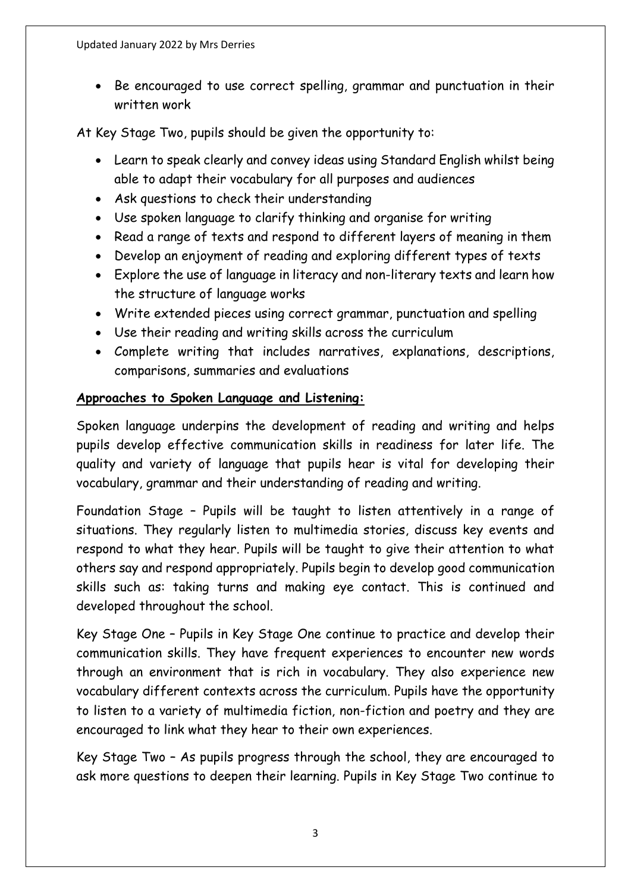- Be encouraged to use correct spelling, grammar and punctuation in their written work

At Key Stage Two, pupils should be given the opportunity to:

- Learn to speak clearly and convey ideas using Standard English whilst being able to adapt their vocabulary for all purposes and audiences
- Ask questions to check their understanding
- Use spoken language to clarify thinking and organise for writing
- Read a range of texts and respond to different layers of meaning in them
- Develop an enjoyment of reading and exploring different types of texts
- Explore the use of language in literacy and non-literary texts and learn how the structure of language works
- Write extended pieces using correct grammar, punctuation and spelling
- Use their reading and writing skills across the curriculum
- Complete writing that includes narratives, explanations, descriptions, comparisons, summaries and evaluations

**Approaches to Spoken Language and Listening:**

Spoken language underpins the development of reading and writing and helps pupils develop effective communication skills in readiness for later life. The quality and variety of language that pupils hear is vital for developing their vocabulary, grammar and their understanding of reading and writing.

Foundation Stage – Pupils will be taught to listen attentively in a range of situations. They regularly listen to multimedia stories, discuss key events and respond to what they hear. Pupils will be taught to give their attention to what others say and respond appropriately. Pupils begin to develop good communication skills such as: taking turns and making eye contact. This is continued and developed throughout the school.

Key Stage One – Pupils in Key Stage One continue to practice and develop their communication skills. They have frequent experiences to encounter new words through an environment that is rich in vocabulary. They also experience new vocabulary different contexts across the curriculum. Pupils have the opportunity to listen to a variety of multimedia fiction, non-fiction and poetry and they are encouraged to link what they hear to their own experiences.

Key Stage Two – As pupils progress through the school, they are encouraged to ask more questions to deepen their learning. Pupils in Key Stage Two continue to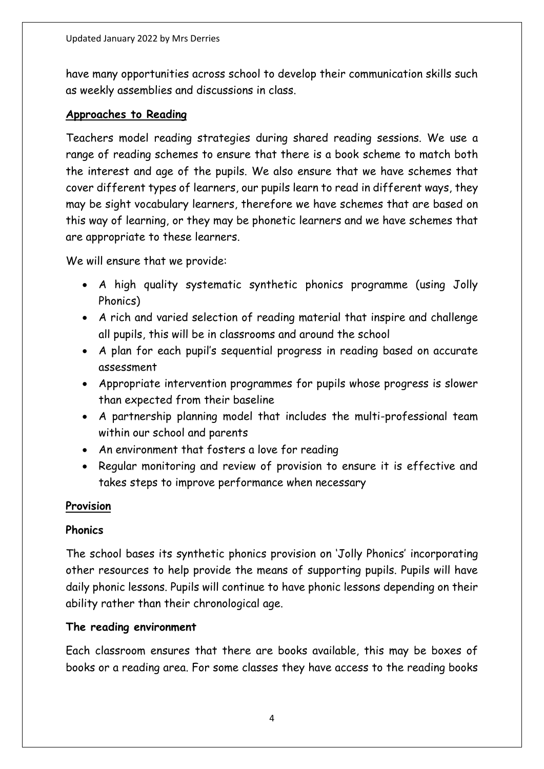have many opportunities across school to develop their communication skills such as weekly assemblies and discussions in class.

## Approaches to Reading

Teachers model reading strategies during shared reading sessions. We use a range of reading schemes to ensure that there is a book scheme to match both the interest and age of the pupils. We also ensure that we have schemes that cover different types of learners, our pupils learn to read in different ways, they may be sight vocabulary learners, therefore we have schemes that are based on this way of learning, or they may be phonetic learners and we have schemes that are appropriate to these learners.

We will ensure that we provide:

- A high quality systematic synthetic phonics programme (using Jolly Phonics)
- A rich and varied selection of reading material that inspire and challenge all pupils, this will be in classrooms and around the school
- A plan for each pupil's sequential progress in reading based on accurate assessment
- Appropriate intervention programmes for pupils whose progress is slower than expected from their baseline
- A partnership planning model that includes the multi-professional team within our school and parents
- An environment that fosters a love for reading
- Regular monitoring and review of provision to ensure it is effective and takes steps to improve performance when necessary

## Provision

### Phonics

The school bases its synthetic phonics provision on 'Jolly Phonics' incorporating other resources to help provide the means of supporting pupils. Pupils will have daily phonic lessons. Pupils will continue to have phonic lessons depending on their ability rather than their chronological age.

### The reading environment

Each classroom ensures that there are books available, this may be boxes of books or a reading area. For some classes they have access to the reading books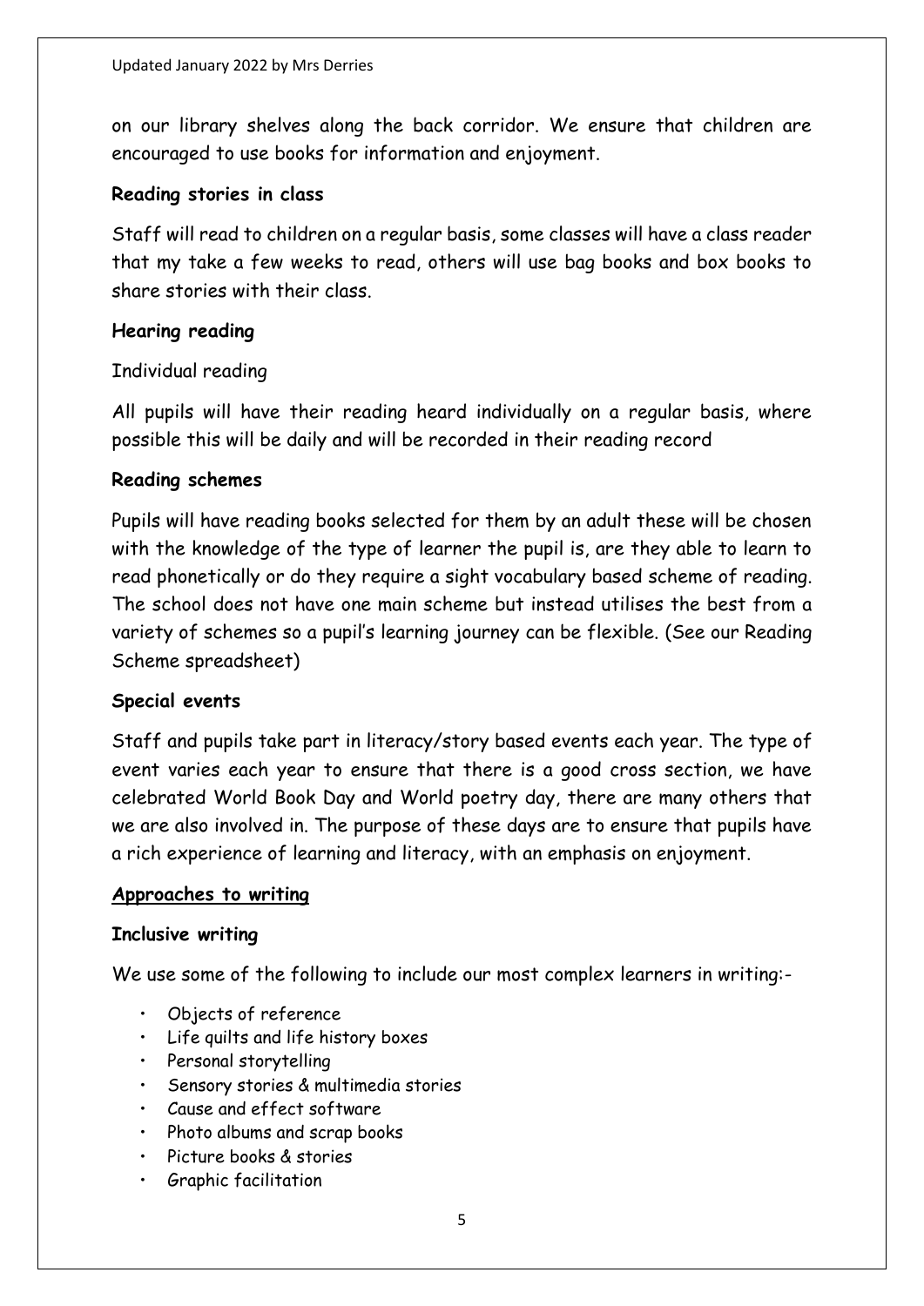on our library shelves along the back corridor. We ensure that children are encouraged to use books for information and enjoyment.

**Reading stories in class**

Staff will read to children on a regular basis, some classes will have a class reader that my take a few weeks to read, others will use bag books and box books to share stories with their class.

**Hearing reading**

Individual reading

All pupils will have their reading heard individually on a regular basis, where possible this will be daily and will be recorded in their reading record

**Reading schemes**

Pupils will have reading books selected for them by an adult these will be chosen with the knowledge of the type of learner the pupil is, are they able to learn to read phonetically or do they require a sight vocabulary based scheme of reading. The school does not have one main scheme but instead utilises the best from a variety of schemes so a pupil's learning journey can be flexible. (See our Reading Scheme spreadsheet)

**Special events**

Staff and pupils take part in literacy/story based events each year. The type of event varies each year to ensure that there is a good cross section, we have celebrated World Book Day and World poetry day, there are many others that we are also involved in. The purpose of these days are to ensure that pupils have a rich experience of learning and literacy, with an emphasis on enjoyment.

**Approaches to writing**

**Inclusive writing**

We use some of the following to include our most complex learners in writing:-

- Objects of reference
- Life quilts and life history boxes
- Personal storytelling
- Sensory stories & multimedia stories
- Cause and effect software
- Photo albums and scrap books
- Picture books & stories
- Graphic facilitation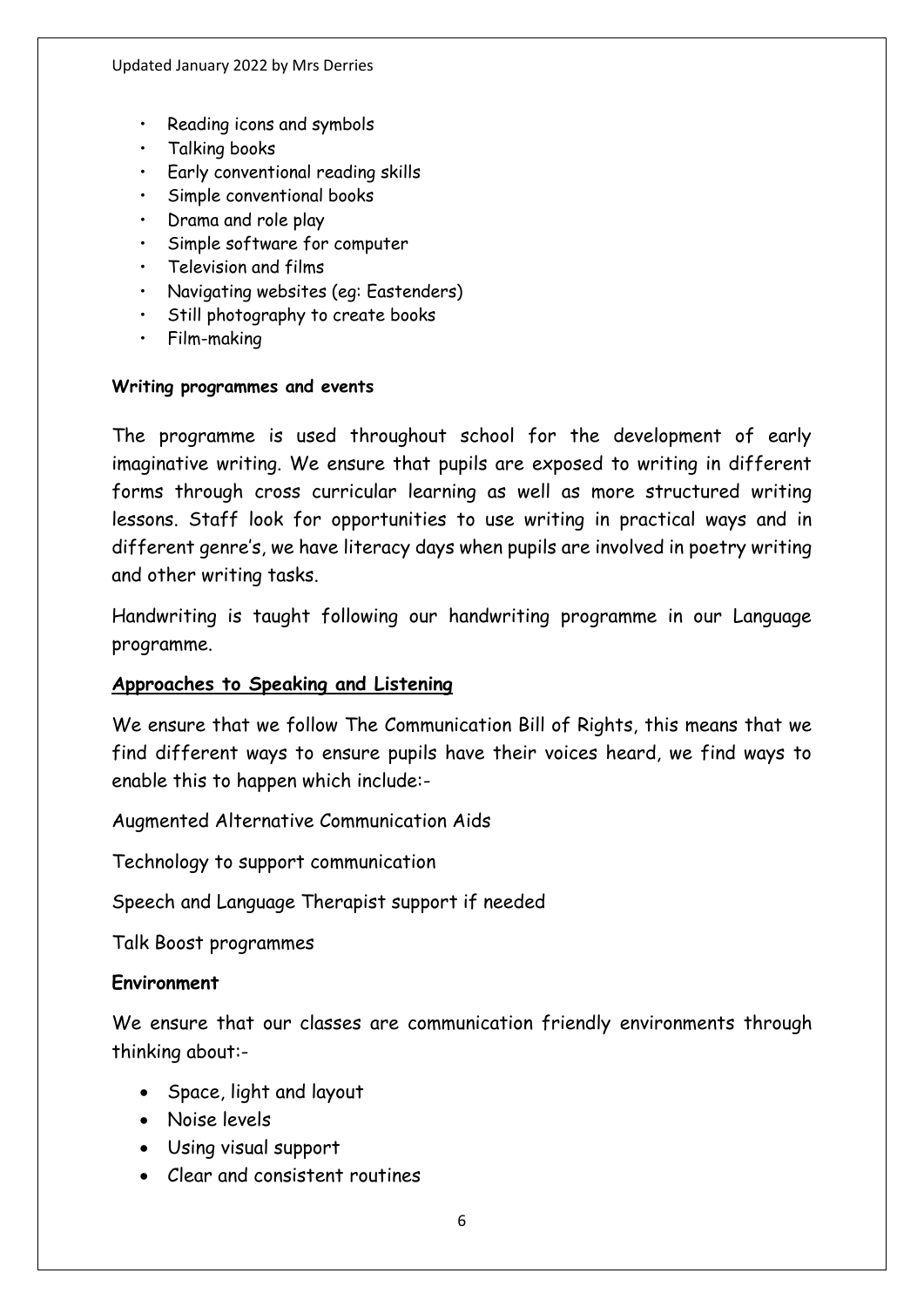- Reading icons and symbols
- Talking books
- Early conventional reading skills
- Simple conventional books
- Drama and role play
- Simple software for computer
- Television and films
- Navigating websites (eg: Eastenders)
- Still photography to create books
- Film-making

**Writing programmes and events**

The programme is used throughout school for the development of early imaginative writing. We ensure that pupils are exposed to writing in different forms through cross curricular learning as well as more structured writing lessons. Staff look for opportunities to use writing in practical ways and in different genre's, we have literacy days when pupils are involved in poetry writing and other writing tasks.

Handwriting is taught following our handwriting programme in our Language programme.

## Approaches to Speaking and Listening

We ensure that we follow The Communication Bill of Rights, this means that we find different ways to ensure pupils have their voices heard, we find ways to enable this to happen which include:-

Augmented Alternative Communication Aids

Technology to support communication

Speech and Language Therapist support if needed

Talk Boost programmes

**Environment**

We ensure that our classes are communication friendly environments through thinking about:-

- Space, light and layout
- Noise levels
- Using visual support
- Clear and consistent routines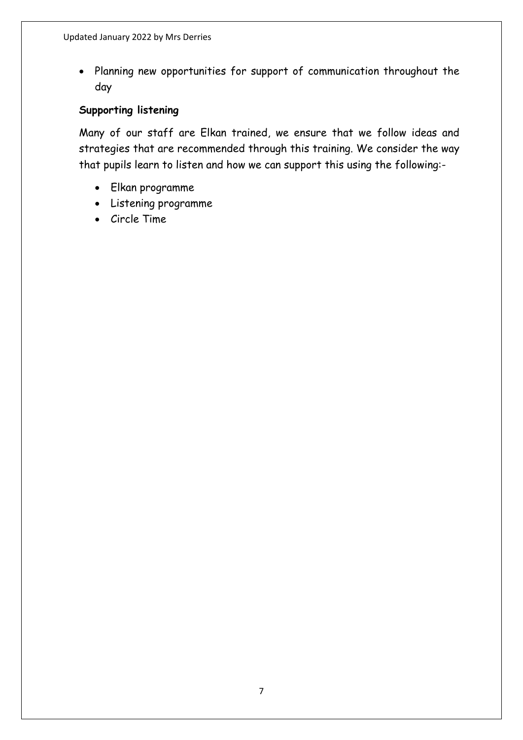- Planning new opportunities for support of communication throughout the day

**Supporting listening**

Many of our staff are Elkan trained, we ensure that we follow ideas and strategies that are recommended through this training. We consider the way that pupils learn to listen and how we can support this using the following:-

- Elkan programme
- Listening programme
- Circle Time